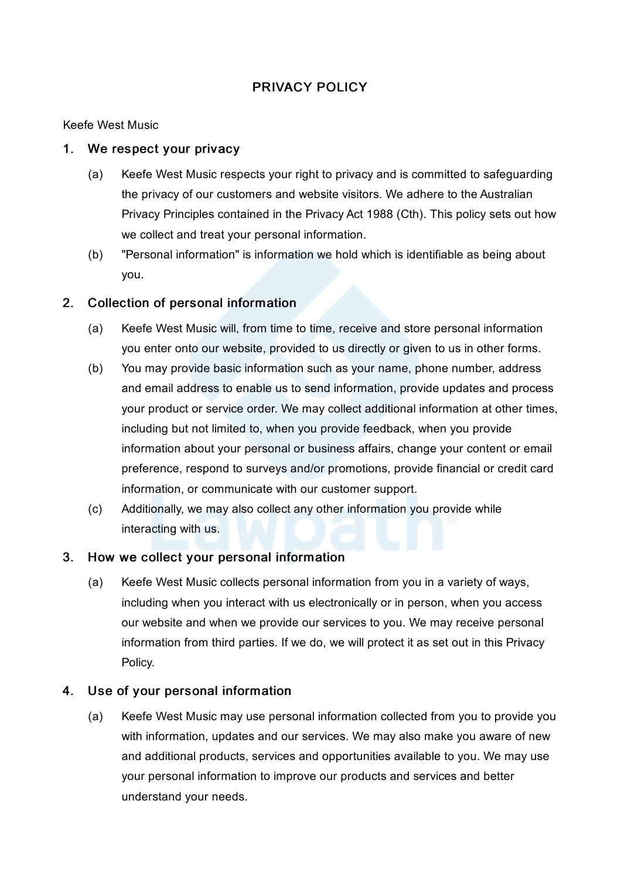# PRIVACY POLICY

Keefe West Music

## 1. We respect your privacy

(a) Keefe West Music respects your right to privacy and is committed to safeguarding the privacy of our customers and website visitors. We adhere to the Australian Privacy Principles contained in the Privacy Act 1988 (Cth). This policy sets out how we collect and treat your personal information.

(b) "Personal information" is information we hold which is identifiable as being about you.

## 2. Collection of personal information

(a) Keefe West Music will, from time to time, receive and store personal information you enter onto our website, provided to us directly or given to us in other forms.

(b) You may provide basic information such as your name, phone number, address and email address to enable us to send information, provide updates and process your product or service order. We may collect additional information at other times, including but not limited to, when you provide feedback, when you provide information about your personal or business affairs, change your content or email preference, respond to surveys and/or promotions, provide financial or credit card information, or communicate with our customer support.

(c) Additionally, we may also collect any other information you provide while interacting with us.

## 3. How we collect your personal information

(a) Keefe West Music collects personal information from you in a variety of ways, including when you interact with us electronically or in person, when you access our website and when we provide our services to you. We may receive personal information from third parties. If we do, we will protect it as set out in this Privacy Policy.

## 4. Use of your personal information

(a) Keefe West Music may use personal information collected from you to provide you with information, updates and our services. We may also make you aware of new and additional products, services and opportunities available to you. We may use your personal information to improve our products and services and better understand your needs.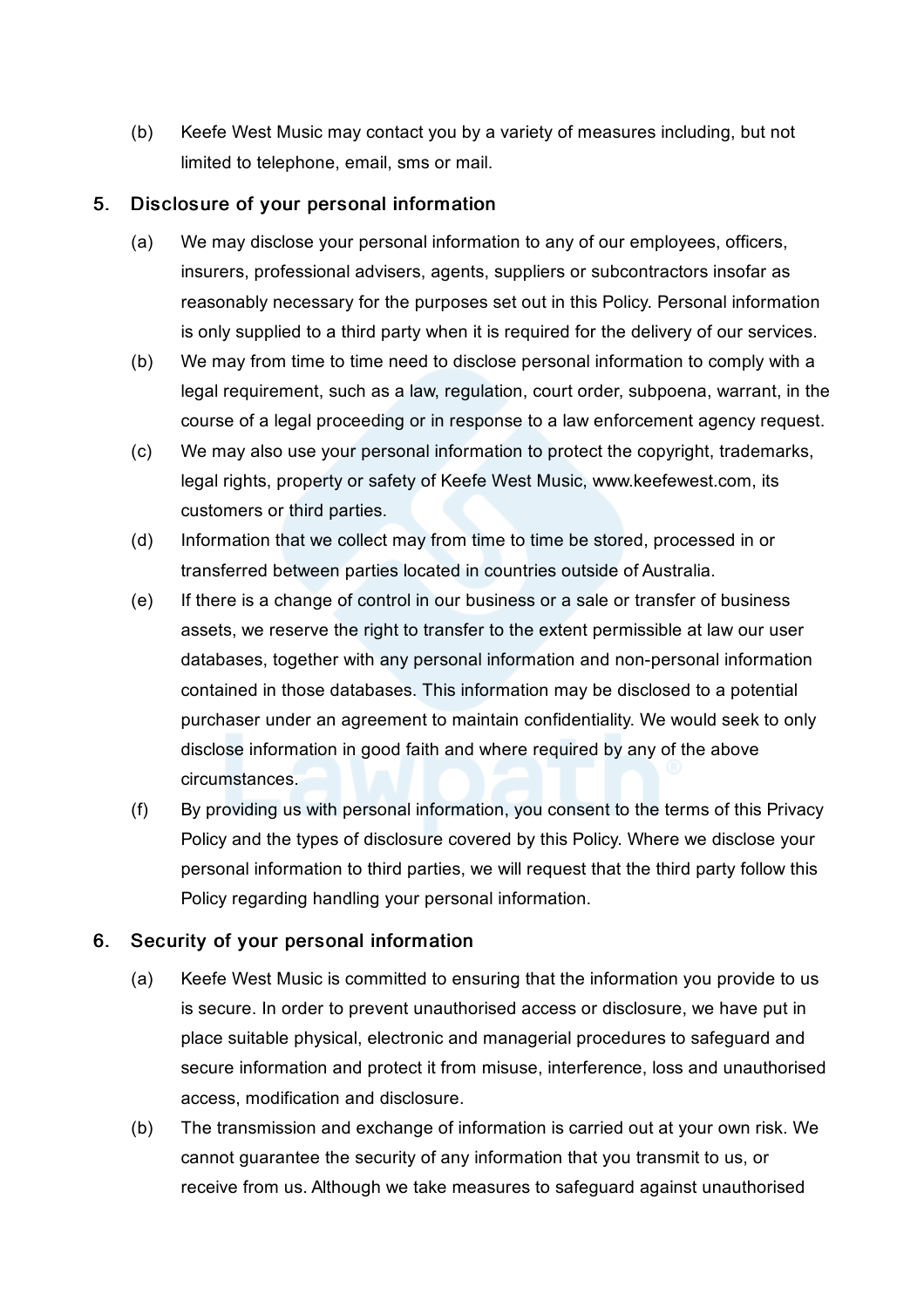(b) Keefe West Music may contact you by a variety of measures including, but not limited to telephone, email, sms or mail.

## 5. Disclosure of your personal information

(a) We may disclose your personal information to any of our employees, officers, insurers, professional advisers, agents, suppliers or subcontractors insofar as reasonably necessary for the purposes set out in this Policy. Personal information is only supplied to a third party when it is required for the delivery of our services.

(b) We may from time to time need to disclose personal information to comply with a legal requirement, such as a law, regulation, court order, subpoena, warrant, in the course of a legal proceeding or in response to a law enforcement agency request.

(c) We may also use your personal information to protect the copyright, trademarks, legal rights, property or safety of Keefe West Music, www.keefewest.com, its customers or third parties.

(d) Information that we collect may from time to time be stored, processed in or transferred between parties located in countries outside of Australia.

(e) If there is a change of control in our business or a sale or transfer of business assets, we reserve the right to transfer to the extent permissible at law our user databases, together with any personal information and non-personal information contained in those databases. This information may be disclosed to a potential purchaser under an agreement to maintain confidentiality. We would seek to only disclose information in good faith and where required by any of the above circumstances.

(f) By providing us with personal information, you consent to the terms of this Privacy Policy and the types of disclosure covered by this Policy. Where we disclose your personal information to third parties, we will request that the third party follow this Policy regarding handling your personal information.

## 6. Security of your personal information

(a) Keefe West Music is committed to ensuring that the information you provide to us is secure. In order to prevent unauthorised access or disclosure, we have put in place suitable physical, electronic and managerial procedures to safeguard and secure information and protect it from misuse, interference, loss and unauthorised access, modification and disclosure.

(b) The transmission and exchange of information is carried out at your own risk. We cannot guarantee the security of any information that you transmit to us, or receive from us. Although we take measures to safeguard against unauthorised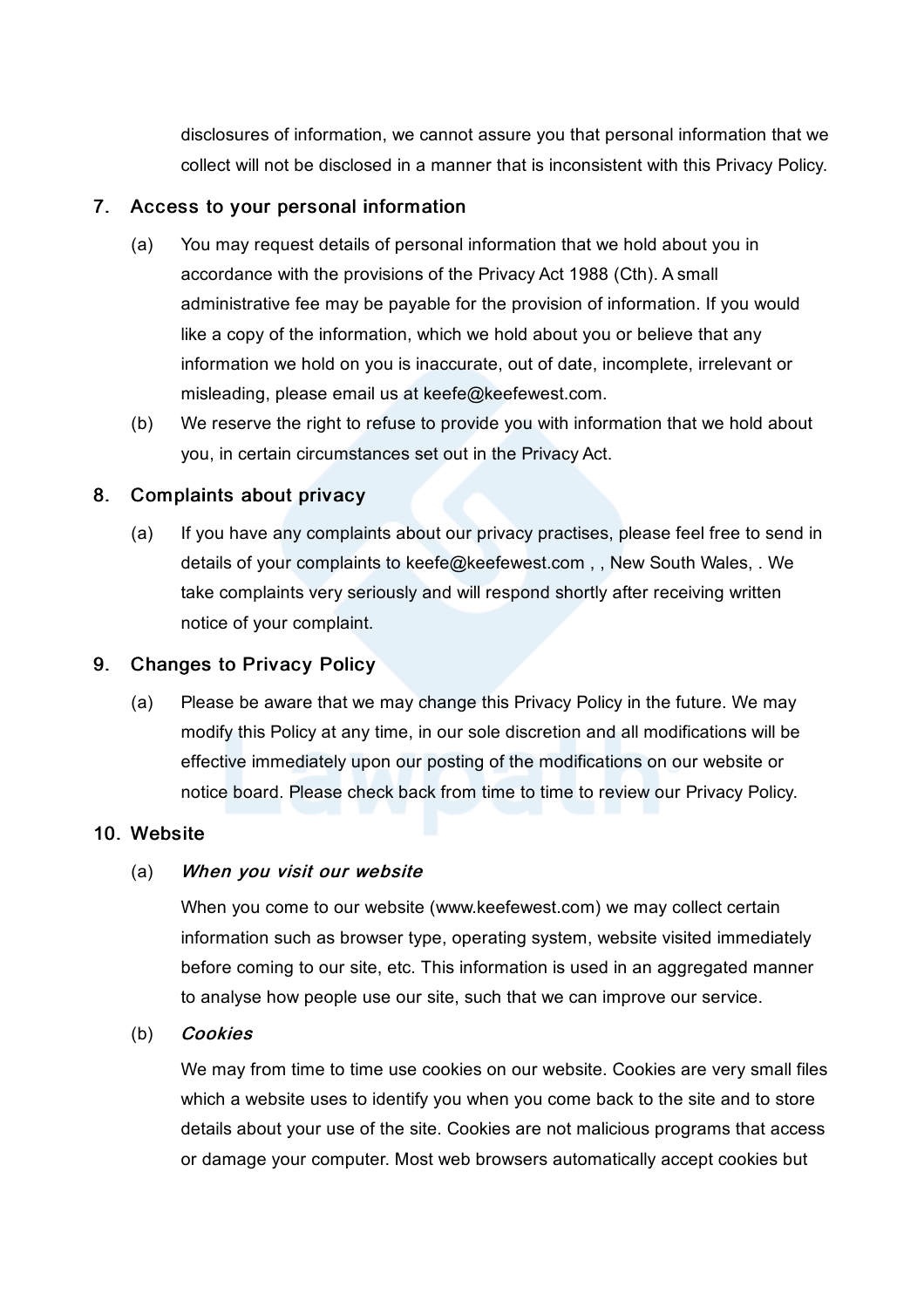disclosures of information, we cannot assure you that personal information that we collect will not be disclosed in a manner that is inconsistent with this Privacy Policy.

## 7. Access to your personal information

(a) You may request details of personal information that we hold about you in accordance with the provisions of the Privacy Act 1988 (Cth). A small administrative fee may be payable for the provision of information. If you would like a copy of the information, which we hold about you or believe that any information we hold on you is inaccurate, out of date, incomplete, irrelevant or misleading, please email us at keefe@keefewest.com.

(b) We reserve the right to refuse to provide you with information that we hold about you, in certain circumstances set out in the Privacy Act.

## 8. Complaints about privacy

(a) If you have any complaints about our privacy practises, please feel free to send in details of your complaints to keefe@keefewest.com , , New South Wales, . We take complaints very seriously and will respond shortly after receiving written notice of your complaint.

## 9. Changes to Privacy Policy

(a) Please be aware that we may change this Privacy Policy in the future. We may modify this Policy at any time, in our sole discretion and all modifications will be effective immediately upon our posting of the modifications on our website or notice board. Please check back from time to time to review our Privacy Policy.

## 10. Website

(a) ***When you visit our website***

When you come to our website (www.keefewest.com) we may collect certain information such as browser type, operating system, website visited immediately before coming to our site, etc. This information is used in an aggregated manner to analyse how people use our site, such that we can improve our service.

(b) ***Cookies***

We may from time to time use cookies on our website. Cookies are very small files which a website uses to identify you when you come back to the site and to store details about your use of the site. Cookies are not malicious programs that access or damage your computer. Most web browsers automatically accept cookies but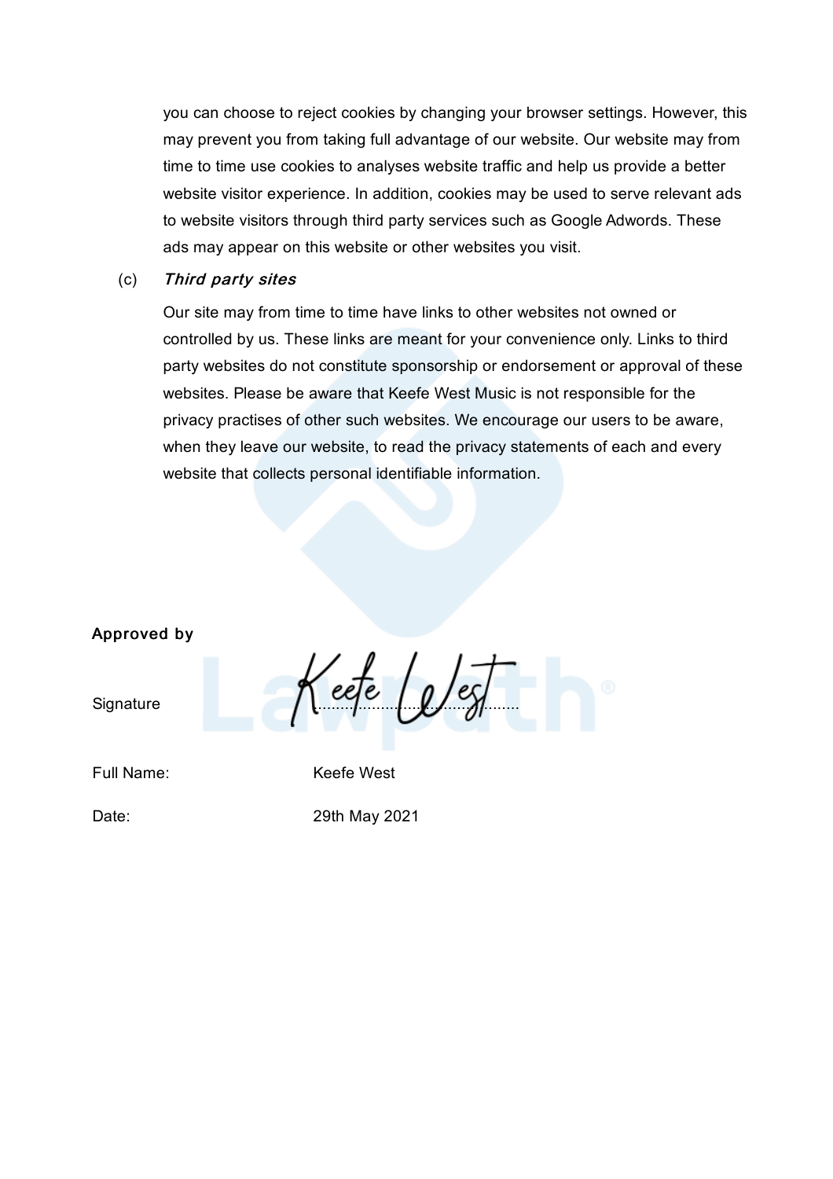you can choose to reject cookies by changing your browser settings. However, this may prevent you from taking full advantage of our website. Our website may from time to time use cookies to analyses website traffic and help us provide a better website visitor experience. In addition, cookies may be used to serve relevant ads to website visitors through third party services such as Google Adwords. These ads may appear on this website or other websites you visit.

(c) ***Third party sites***

Our site may from time to time have links to other websites not owned or controlled by us. These links are meant for your convenience only. Links to third party websites do not constitute sponsorship or endorsement or approval of these websites. Please be aware that Keefe West Music is not responsible for the privacy practises of other such websites. We encourage our users to be aware, when they leave our website, to read the privacy statements of each and every website that collects personal identifiable information.

**Approved by**

Signature ........................................ (signed: Keefe West)

Full Name: Keefe West

Date: 29th May 2021